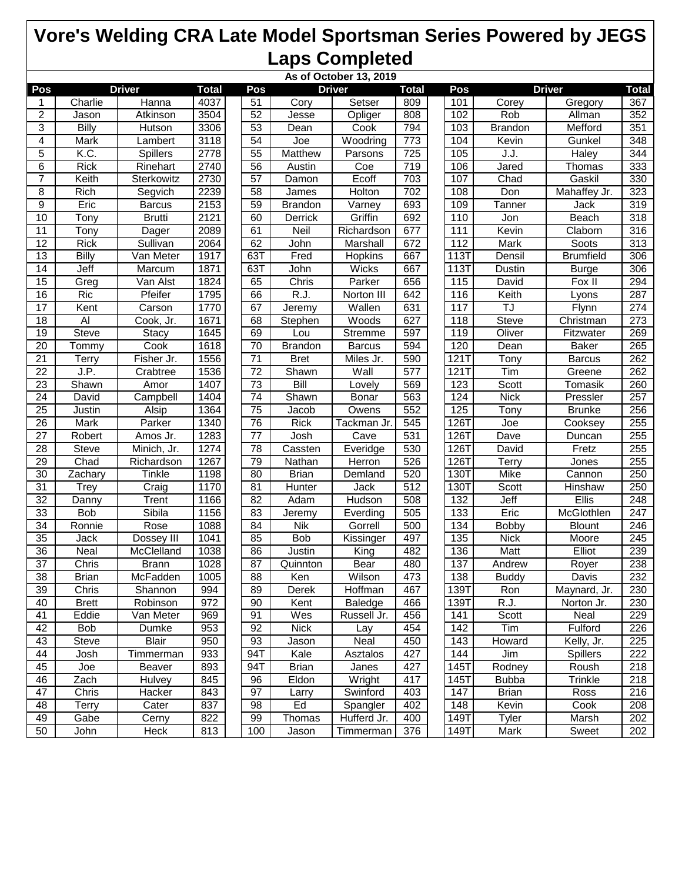# Vore's Welding CRA Late Model Sportsman Series Powered by JEGS

## Laps Completed

**As of October 13, 2019**

| Pos | Driver | | Total | Pos | Driver | | Total | Pos | Driver | | Total |
|---|---|---|---|---|---|---|---|---|---|---|---|
| 1 | Charlie | Hanna | 4037 | 51 | Cory | Setser | 809 | 101 | Corey | Gregory | 367 |
| 2 | Jason | Atkinson | 3504 | 52 | Jesse | Opliger | 808 | 102 | Rob | Allman | 352 |
| 3 | Billy | Hutson | 3306 | 53 | Dean | Cook | 794 | 103 | Brandon | Mefford | 351 |
| 4 | Mark | Lambert | 3118 | 54 | Joe | Woodring | 773 | 104 | Kevin | Gunkel | 348 |
| 5 | K.C. | Spillers | 2778 | 55 | Matthew | Parsons | 725 | 105 | J.J. | Haley | 344 |
| 6 | Rick | Rinehart | 2740 | 56 | Austin | Coe | 719 | 106 | Jared | Thomas | 333 |
| 7 | Keith | Sterkowitz | 2730 | 57 | Damon | Ecoff | 703 | 107 | Chad | Gaskil | 330 |
| 8 | Rich | Segvich | 2239 | 58 | James | Holton | 702 | 108 | Don | Mahaffey Jr. | 323 |
| 9 | Eric | Barcus | 2153 | 59 | Brandon | Varney | 693 | 109 | Tanner | Jack | 319 |
| 10 | Tony | Brutti | 2121 | 60 | Derrick | Griffin | 692 | 110 | Jon | Beach | 318 |
| 11 | Tony | Dager | 2089 | 61 | Neil | Richardson | 677 | 111 | Kevin | Claborn | 316 |
| 12 | Rick | Sullivan | 2064 | 62 | John | Marshall | 672 | 112 | Mark | Soots | 313 |
| 13 | Billy | Van Meter | 1917 | 63T | Fred | Hopkins | 667 | 113T | Densil | Brumfield | 306 |
| 14 | Jeff | Marcum | 1871 | 63T | John | Wicks | 667 | 113T | Dustin | Burge | 306 |
| 15 | Greg | Van Alst | 1824 | 65 | Chris | Parker | 656 | 115 | David | Fox II | 294 |
| 16 | Ric | Pfeifer | 1795 | 66 | R.J. | Norton III | 642 | 116 | Keith | Lyons | 287 |
| 17 | Kent | Carson | 1770 | 67 | Jeremy | Wallen | 631 | 117 | TJ | Flynn | 274 |
| 18 | Al | Cook, Jr. | 1671 | 68 | Stephen | Woods | 627 | 118 | Steve | Christman | 273 |
| 19 | Steve | Stacy | 1645 | 69 | Lou | Stremme | 597 | 119 | Oliver | Fitzwater | 269 |
| 20 | Tommy | Cook | 1618 | 70 | Brandon | Barcus | 594 | 120 | Dean | Baker | 265 |
| 21 | Terry | Fisher Jr. | 1556 | 71 | Bret | Miles Jr. | 590 | 121T | Tony | Barcus | 262 |
| 22 | J.P. | Crabtree | 1536 | 72 | Shawn | Wall | 577 | 121T | Tim | Greene | 262 |
| 23 | Shawn | Amor | 1407 | 73 | Bill | Lovely | 569 | 123 | Scott | Tomasik | 260 |
| 24 | David | Campbell | 1404 | 74 | Shawn | Bonar | 563 | 124 | Nick | Pressler | 257 |
| 25 | Justin | Alsip | 1364 | 75 | Jacob | Owens | 552 | 125 | Tony | Brunke | 256 |
| 26 | Mark | Parker | 1340 | 76 | Rick | Tackman Jr. | 545 | 126T | Joe | Cooksey | 255 |
| 27 | Robert | Amos Jr. | 1283 | 77 | Josh | Cave | 531 | 126T | Dave | Duncan | 255 |
| 28 | Steve | Minich, Jr. | 1274 | 78 | Cassten | Everidge | 530 | 126T | David | Fretz | 255 |
| 29 | Chad | Richardson | 1267 | 79 | Nathan | Herron | 526 | 126T | Terry | Jones | 255 |
| 30 | Zachary | Tinkle | 1198 | 80 | Brian | Demland | 520 | 130T | Mike | Cannon | 250 |
| 31 | Trey | Craig | 1170 | 81 | Hunter | Jack | 512 | 130T | Scott | Hinshaw | 250 |
| 32 | Danny | Trent | 1166 | 82 | Adam | Hudson | 508 | 132 | Jeff | Ellis | 248 |
| 33 | Bob | Sibila | 1156 | 83 | Jeremy | Everding | 505 | 133 | Eric | McGlothlen | 247 |
| 34 | Ronnie | Rose | 1088 | 84 | Nik | Gorrell | 500 | 134 | Bobby | Blount | 246 |
| 35 | Jack | Dossey III | 1041 | 85 | Bob | Kissinger | 497 | 135 | Nick | Moore | 245 |
| 36 | Neal | McClelland | 1038 | 86 | Justin | King | 482 | 136 | Matt | Elliot | 239 |
| 37 | Chris | Brann | 1028 | 87 | Quinnton | Bear | 480 | 137 | Andrew | Royer | 238 |
| 38 | Brian | McFadden | 1005 | 88 | Ken | Wilson | 473 | 138 | Buddy | Davis | 232 |
| 39 | Chris | Shannon | 994 | 89 | Derek | Hoffman | 467 | 139T | Ron | Maynard, Jr. | 230 |
| 40 | Brett | Robinson | 972 | 90 | Kent | Baledge | 466 | 139T | R.J. | Norton Jr. | 230 |
| 41 | Eddie | Van Meter | 969 | 91 | Wes | Russell Jr. | 456 | 141 | Scott | Neal | 229 |
| 42 | Bob | Dumke | 953 | 92 | Nick | Lay | 454 | 142 | Tim | Fulford | 226 |
| 43 | Steve | Blair | 950 | 93 | Jason | Neal | 450 | 143 | Howard | Kelly, Jr. | 225 |
| 44 | Josh | Timmerman | 933 | 94T | Kale | Asztalos | 427 | 144 | Jim | Spillers | 222 |
| 45 | Joe | Beaver | 893 | 94T | Brian | Janes | 427 | 145T | Rodney | Roush | 218 |
| 46 | Zach | Hulvey | 845 | 96 | Eldon | Wright | 417 | 145T | Bubba | Trinkle | 218 |
| 47 | Chris | Hacker | 843 | 97 | Larry | Swinford | 403 | 147 | Brian | Ross | 216 |
| 48 | Terry | Cater | 837 | 98 | Ed | Spangler | 402 | 148 | Kevin | Cook | 208 |
| 49 | Gabe | Cerny | 822 | 99 | Thomas | Hufferd Jr. | 400 | 149T | Tyler | Marsh | 202 |
| 50 | John | Heck | 813 | 100 | Jason | Timmerman | 376 | 149T | Mark | Sweet | 202 |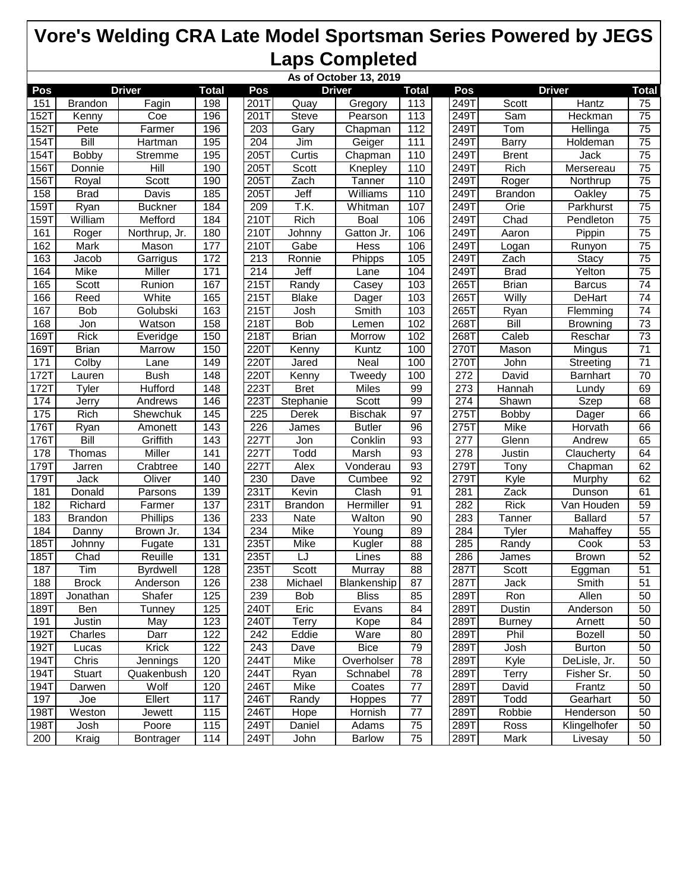# Vore's Welding CRA Late Model Sportsman Series Powered by JEGS

## Laps Completed

As of October 13, 2019

| Pos | Driver | | Total | Pos | Driver | | Total | Pos | Driver | | Total |
|---|---|---|---|---|---|---|---|---|---|---|---|
| 151 | Brandon | Fagin | 198 | 201T | Quay | Gregory | 113 | 249T | Scott | Hantz | 75 |
| 152T | Kenny | Coe | 196 | 201T | Steve | Pearson | 113 | 249T | Sam | Heckman | 75 |
| 152T | Pete | Farmer | 196 | 203 | Gary | Chapman | 112 | 249T | Tom | Hellinga | 75 |
| 154T | Bill | Hartman | 195 | 204 | Jim | Geiger | 111 | 249T | Barry | Holdeman | 75 |
| 154T | Bobby | Stremme | 195 | 205T | Curtis | Chapman | 110 | 249T | Brent | Jack | 75 |
| 156T | Donnie | Hill | 190 | 205T | Scott | Knepley | 110 | 249T | Rich | Mersereau | 75 |
| 156T | Royal | Scott | 190 | 205T | Zach | Tanner | 110 | 249T | Roger | Northrup | 75 |
| 158 | Brad | Davis | 185 | 205T | Jeff | Williams | 110 | 249T | Brandon | Oakley | 75 |
| 159T | Ryan | Buckner | 184 | 209 | T.K. | Whitman | 107 | 249T | Orie | Parkhurst | 75 |
| 159T | William | Mefford | 184 | 210T | Rich | Boal | 106 | 249T | Chad | Pendleton | 75 |
| 161 | Roger | Northrup, Jr. | 180 | 210T | Johnny | Gatton Jr. | 106 | 249T | Aaron | Pippin | 75 |
| 162 | Mark | Mason | 177 | 210T | Gabe | Hess | 106 | 249T | Logan | Runyon | 75 |
| 163 | Jacob | Garrigus | 172 | 213 | Ronnie | Phipps | 105 | 249T | Zach | Stacy | 75 |
| 164 | Mike | Miller | 171 | 214 | Jeff | Lane | 104 | 249T | Brad | Yelton | 75 |
| 165 | Scott | Runion | 167 | 215T | Randy | Casey | 103 | 265T | Brian | Barcus | 74 |
| 166 | Reed | White | 165 | 215T | Blake | Dager | 103 | 265T | Willy | DeHart | 74 |
| 167 | Bob | Golubski | 163 | 215T | Josh | Smith | 103 | 265T | Ryan | Flemming | 74 |
| 168 | Jon | Watson | 158 | 218T | Bob | Lemen | 102 | 268T | Bill | Browning | 73 |
| 169T | Rick | Everidge | 150 | 218T | Brian | Morrow | 102 | 268T | Caleb | Reschar | 73 |
| 169T | Brian | Marrow | 150 | 220T | Kenny | Kuntz | 100 | 270T | Mason | Mingus | 71 |
| 171 | Colby | Lane | 149 | 220T | Jared | Neal | 100 | 270T | John | Streeting | 71 |
| 172T | Lauren | Bush | 148 | 220T | Kenny | Tweedy | 100 | 272 | David | Barnhart | 70 |
| 172T | Tyler | Hufford | 148 | 223T | Bret | Miles | 99 | 273 | Hannah | Lundy | 69 |
| 174 | Jerry | Andrews | 146 | 223T | Stephanie | Scott | 99 | 274 | Shawn | Szep | 68 |
| 175 | Rich | Shewchuk | 145 | 225 | Derek | Bischak | 97 | 275T | Bobby | Dager | 66 |
| 176T | Ryan | Amonett | 143 | 226 | James | Butler | 96 | 275T | Mike | Horvath | 66 |
| 176T | Bill | Griffith | 143 | 227T | Jon | Conklin | 93 | 277 | Glenn | Andrew | 65 |
| 178 | Thomas | Miller | 141 | 227T | Todd | Marsh | 93 | 278 | Justin | Claucherty | 64 |
| 179T | Jarren | Crabtree | 140 | 227T | Alex | Vonderau | 93 | 279T | Tony | Chapman | 62 |
| 179T | Jack | Oliver | 140 | 230 | Dave | Cumbee | 92 | 279T | Kyle | Murphy | 62 |
| 181 | Donald | Parsons | 139 | 231T | Kevin | Clash | 91 | 281 | Zack | Dunson | 61 |
| 182 | Richard | Farmer | 137 | 231T | Brandon | Hermiller | 91 | 282 | Rick | Van Houden | 59 |
| 183 | Brandon | Phillips | 136 | 233 | Nate | Walton | 90 | 283 | Tanner | Ballard | 57 |
| 184 | Danny | Brown Jr. | 134 | 234 | Mike | Young | 89 | 284 | Tyler | Mahaffey | 55 |
| 185T | Johnny | Fugate | 131 | 235T | Mike | Kugler | 88 | 285 | Randy | Cook | 53 |
| 185T | Chad | Reuille | 131 | 235T | LJ | Lines | 88 | 286 | James | Brown | 52 |
| 187 | Tim | Byrdwell | 128 | 235T | Scott | Murray | 88 | 287T | Scott | Eggman | 51 |
| 188 | Brock | Anderson | 126 | 238 | Michael | Blankenship | 87 | 287T | Jack | Smith | 51 |
| 189T | Jonathan | Shafer | 125 | 239 | Bob | Bliss | 85 | 289T | Ron | Allen | 50 |
| 189T | Ben | Tunney | 125 | 240T | Eric | Evans | 84 | 289T | Dustin | Anderson | 50 |
| 191 | Justin | May | 123 | 240T | Terry | Kope | 84 | 289T | Burney | Arnett | 50 |
| 192T | Charles | Darr | 122 | 242 | Eddie | Ware | 80 | 289T | Phil | Bozell | 50 |
| 192T | Lucas | Krick | 122 | 243 | Dave | Bice | 79 | 289T | Josh | Burton | 50 |
| 194T | Chris | Jennings | 120 | 244T | Mike | Overholser | 78 | 289T | Kyle | DeLisle, Jr. | 50 |
| 194T | Stuart | Quakenbush | 120 | 244T | Ryan | Schnabel | 78 | 289T | Terry | Fisher Sr. | 50 |
| 194T | Darwen | Wolf | 120 | 246T | Mike | Coates | 77 | 289T | David | Frantz | 50 |
| 197 | Joe | Ellert | 117 | 246T | Randy | Hoppes | 77 | 289T | Todd | Gearhart | 50 |
| 198T | Weston | Jewett | 115 | 246T | Hope | Hornish | 77 | 289T | Robbie | Henderson | 50 |
| 198T | Josh | Poore | 115 | 249T | Daniel | Adams | 75 | 289T | Ross | Klingelhofer | 50 |
| 200 | Kraig | Bontrager | 114 | 249T | John | Barlow | 75 | 289T | Mark | Livesay | 50 |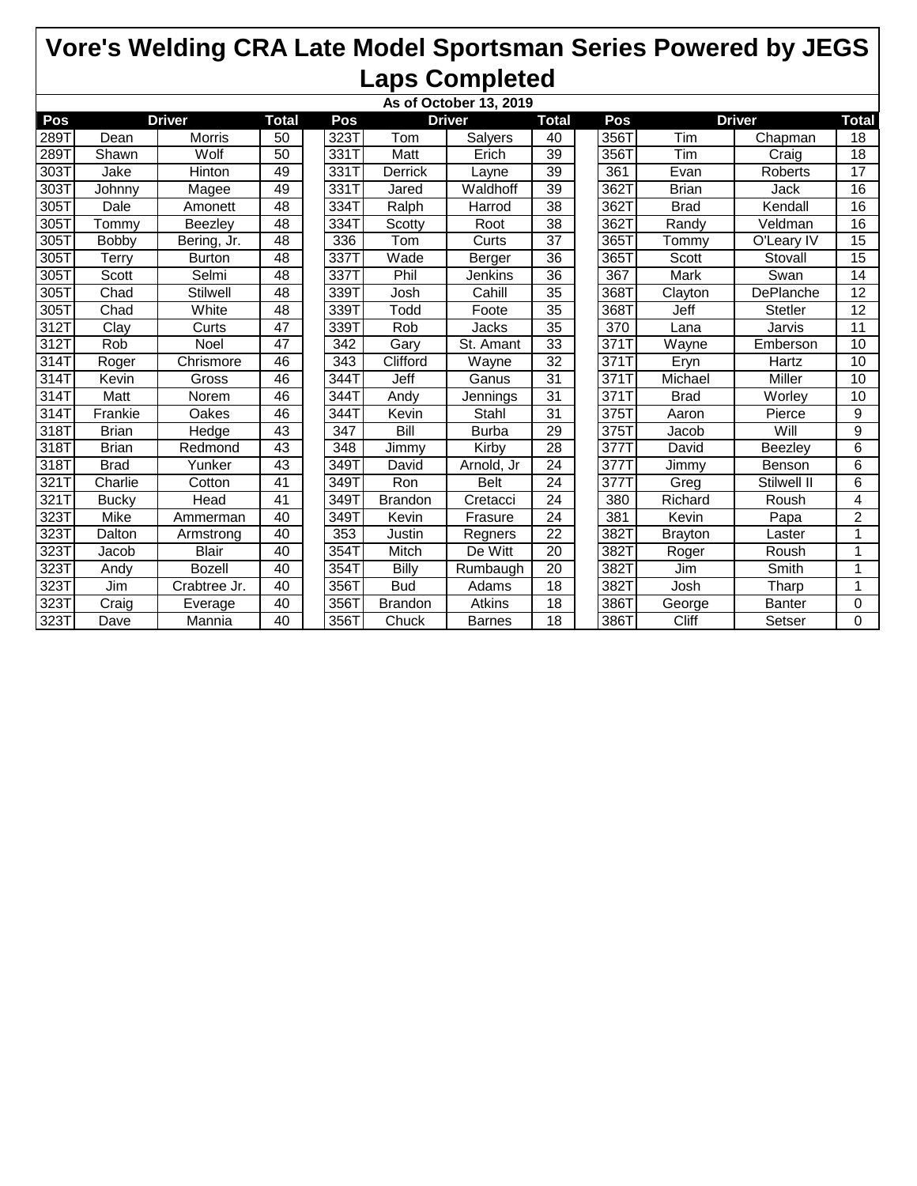# Vore's Welding CRA Late Model Sportsman Series Powered by JEGS

## Laps Completed

**As of October 13, 2019**

| Pos | Driver | | Total | Pos | Driver | | Total | Pos | Driver | | Total |
|---|---|---|---|---|---|---|---|---|---|---|---|
| 289T | Dean | Morris | 50 | 323T | Tom | Salyers | 40 | 356T | Tim | Chapman | 18 |
| 289T | Shawn | Wolf | 50 | 331T | Matt | Erich | 39 | 356T | Tim | Craig | 18 |
| 303T | Jake | Hinton | 49 | 331T | Derrick | Layne | 39 | 361 | Evan | Roberts | 17 |
| 303T | Johnny | Magee | 49 | 331T | Jared | Waldhoff | 39 | 362T | Brian | Jack | 16 |
| 305T | Dale | Amonett | 48 | 334T | Ralph | Harrod | 38 | 362T | Brad | Kendall | 16 |
| 305T | Tommy | Beezley | 48 | 334T | Scotty | Root | 38 | 362T | Randy | Veldman | 16 |
| 305T | Bobby | Bering, Jr. | 48 | 336 | Tom | Curts | 37 | 365T | Tommy | O'Leary IV | 15 |
| 305T | Terry | Burton | 48 | 337T | Wade | Berger | 36 | 365T | Scott | Stovall | 15 |
| 305T | Scott | Selmi | 48 | 337T | Phil | Jenkins | 36 | 367 | Mark | Swan | 14 |
| 305T | Chad | Stilwell | 48 | 339T | Josh | Cahill | 35 | 368T | Clayton | DePlanche | 12 |
| 305T | Chad | White | 48 | 339T | Todd | Foote | 35 | 368T | Jeff | Stetler | 12 |
| 312T | Clay | Curts | 47 | 339T | Rob | Jacks | 35 | 370 | Lana | Jarvis | 11 |
| 312T | Rob | Noel | 47 | 342 | Gary | St. Amant | 33 | 371T | Wayne | Emberson | 10 |
| 314T | Roger | Chrismore | 46 | 343 | Clifford | Wayne | 32 | 371T | Eryn | Hartz | 10 |
| 314T | Kevin | Gross | 46 | 344T | Jeff | Ganus | 31 | 371T | Michael | Miller | 10 |
| 314T | Matt | Norem | 46 | 344T | Andy | Jennings | 31 | 371T | Brad | Worley | 10 |
| 314T | Frankie | Oakes | 46 | 344T | Kevin | Stahl | 31 | 375T | Aaron | Pierce | 9 |
| 318T | Brian | Hedge | 43 | 347 | Bill | Burba | 29 | 375T | Jacob | Will | 9 |
| 318T | Brian | Redmond | 43 | 348 | Jimmy | Kirby | 28 | 377T | David | Beezley | 6 |
| 318T | Brad | Yunker | 43 | 349T | David | Arnold, Jr | 24 | 377T | Jimmy | Benson | 6 |
| 321T | Charlie | Cotton | 41 | 349T | Ron | Belt | 24 | 377T | Greg | Stilwell II | 6 |
| 321T | Bucky | Head | 41 | 349T | Brandon | Cretacci | 24 | 380 | Richard | Roush | 4 |
| 323T | Mike | Ammerman | 40 | 349T | Kevin | Frasure | 24 | 381 | Kevin | Papa | 2 |
| 323T | Dalton | Armstrong | 40 | 353 | Justin | Regners | 22 | 382T | Brayton | Laster | 1 |
| 323T | Jacob | Blair | 40 | 354T | Mitch | De Witt | 20 | 382T | Roger | Roush | 1 |
| 323T | Andy | Bozell | 40 | 354T | Billy | Rumbaugh | 20 | 382T | Jim | Smith | 1 |
| 323T | Jim | Crabtree Jr. | 40 | 356T | Bud | Adams | 18 | 382T | Josh | Tharp | 1 |
| 323T | Craig | Everage | 40 | 356T | Brandon | Atkins | 18 | 386T | George | Banter | 0 |
| 323T | Dave | Mannia | 40 | 356T | Chuck | Barnes | 18 | 386T | Cliff | Setser | 0 |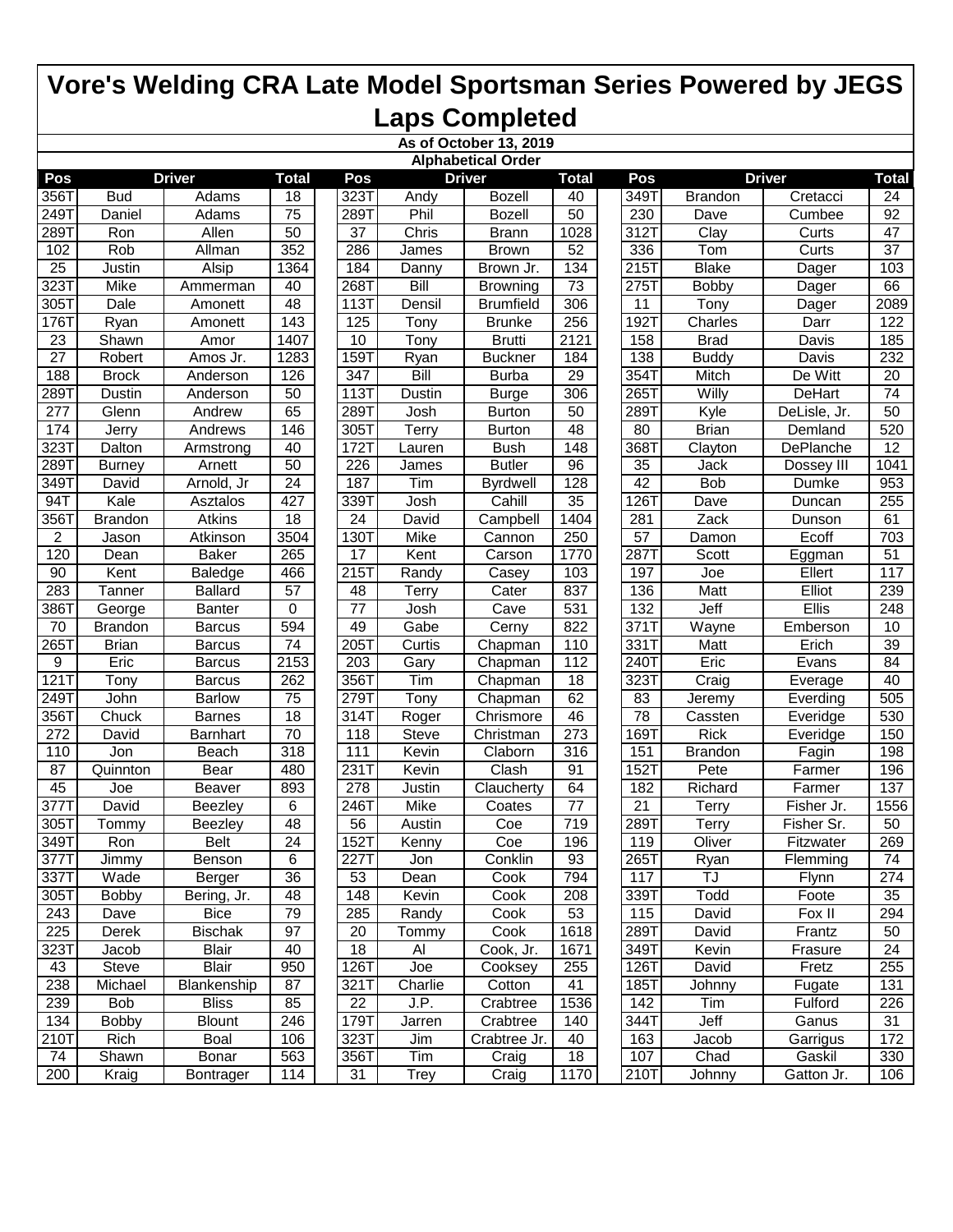# Vore's Welding CRA Late Model Sportsman Series Powered by JEGS

## Laps Completed

**As of October 13, 2019**

**Alphabetical Order**

| Pos | Driver | | Total | Pos | Driver | | Total | Pos | Driver | | Total |
|---|---|---|---|---|---|---|---|---|---|---|---|
| 356T | Bud | Adams | 18 | 323T | Andy | Bozell | 40 | 349T | Brandon | Cretacci | 24 |
| 249T | Daniel | Adams | 75 | 289T | Phil | Bozell | 50 | 230 | Dave | Cumbee | 92 |
| 289T | Ron | Allen | 50 | 37 | Chris | Brann | 1028 | 312T | Clay | Curts | 47 |
| 102 | Rob | Allman | 352 | 286 | James | Brown | 52 | 336 | Tom | Curts | 37 |
| 25 | Justin | Alsip | 1364 | 184 | Danny | Brown Jr. | 134 | 215T | Blake | Dager | 103 |
| 323T | Mike | Ammerman | 40 | 268T | Bill | Browning | 73 | 275T | Bobby | Dager | 66 |
| 305T | Dale | Amonett | 48 | 113T | Densil | Brumfield | 306 | 11 | Tony | Dager | 2089 |
| 176T | Ryan | Amonett | 143 | 125 | Tony | Brunke | 256 | 192T | Charles | Darr | 122 |
| 23 | Shawn | Amor | 1407 | 10 | Tony | Brutti | 2121 | 158 | Brad | Davis | 185 |
| 27 | Robert | Amos Jr. | 1283 | 159T | Ryan | Buckner | 184 | 138 | Buddy | Davis | 232 |
| 188 | Brock | Anderson | 126 | 347 | Bill | Burba | 29 | 354T | Mitch | De Witt | 20 |
| 289T | Dustin | Anderson | 50 | 113T | Dustin | Burge | 306 | 265T | Willy | DeHart | 74 |
| 277 | Glenn | Andrew | 65 | 289T | Josh | Burton | 50 | 289T | Kyle | DeLisle, Jr. | 50 |
| 174 | Jerry | Andrews | 146 | 305T | Terry | Burton | 48 | 80 | Brian | Demland | 520 |
| 323T | Dalton | Armstrong | 40 | 172T | Lauren | Bush | 148 | 368T | Clayton | DePlanche | 12 |
| 289T | Burney | Arnett | 50 | 226 | James | Butler | 96 | 35 | Jack | Dossey III | 1041 |
| 349T | David | Arnold, Jr | 24 | 187 | Tim | Byrdwell | 128 | 42 | Bob | Dumke | 953 |
| 94T | Kale | Asztalos | 427 | 339T | Josh | Cahill | 35 | 126T | Dave | Duncan | 255 |
| 356T | Brandon | Atkins | 18 | 24 | David | Campbell | 1404 | 281 | Zack | Dunson | 61 |
| 2 | Jason | Atkinson | 3504 | 130T | Mike | Cannon | 250 | 57 | Damon | Ecoff | 703 |
| 120 | Dean | Baker | 265 | 17 | Kent | Carson | 1770 | 287T | Scott | Eggman | 51 |
| 90 | Kent | Baledge | 466 | 215T | Randy | Casey | 103 | 197 | Joe | Ellert | 117 |
| 283 | Tanner | Ballard | 57 | 48 | Terry | Cater | 837 | 136 | Matt | Elliot | 239 |
| 386T | George | Banter | 0 | 77 | Josh | Cave | 531 | 132 | Jeff | Ellis | 248 |
| 70 | Brandon | Barcus | 594 | 49 | Gabe | Cerny | 822 | 371T | Wayne | Emberson | 10 |
| 265T | Brian | Barcus | 74 | 205T | Curtis | Chapman | 110 | 331T | Matt | Erich | 39 |
| 9 | Eric | Barcus | 2153 | 203 | Gary | Chapman | 112 | 240T | Eric | Evans | 84 |
| 121T | Tony | Barcus | 262 | 356T | Tim | Chapman | 18 | 323T | Craig | Everage | 40 |
| 249T | John | Barlow | 75 | 279T | Tony | Chapman | 62 | 83 | Jeremy | Everding | 505 |
| 356T | Chuck | Barnes | 18 | 314T | Roger | Chrismore | 46 | 78 | Cassten | Everidge | 530 |
| 272 | David | Barnhart | 70 | 118 | Steve | Christman | 273 | 169T | Rick | Everidge | 150 |
| 110 | Jon | Beach | 318 | 111 | Kevin | Claborn | 316 | 151 | Brandon | Fagin | 198 |
| 87 | Quinnton | Bear | 480 | 231T | Kevin | Clash | 91 | 152T | Pete | Farmer | 196 |
| 45 | Joe | Beaver | 893 | 278 | Justin | Claucherty | 64 | 182 | Richard | Farmer | 137 |
| 377T | David | Beezley | 6 | 246T | Mike | Coates | 77 | 21 | Terry | Fisher Jr. | 1556 |
| 305T | Tommy | Beezley | 48 | 56 | Austin | Coe | 719 | 289T | Terry | Fisher Sr. | 50 |
| 349T | Ron | Belt | 24 | 152T | Kenny | Coe | 196 | 119 | Oliver | Fitzwater | 269 |
| 377T | Jimmy | Benson | 6 | 227T | Jon | Conklin | 93 | 265T | Ryan | Flemming | 74 |
| 337T | Wade | Berger | 36 | 53 | Dean | Cook | 794 | 117 | TJ | Flynn | 274 |
| 305T | Bobby | Bering, Jr. | 48 | 148 | Kevin | Cook | 208 | 339T | Todd | Foote | 35 |
| 243 | Dave | Bice | 79 | 285 | Randy | Cook | 53 | 115 | David | Fox II | 294 |
| 225 | Derek | Bischak | 97 | 20 | Tommy | Cook | 1618 | 289T | David | Frantz | 50 |
| 323T | Jacob | Blair | 40 | 18 | Al | Cook, Jr. | 1671 | 349T | Kevin | Frasure | 24 |
| 43 | Steve | Blair | 950 | 126T | Joe | Cooksey | 255 | 126T | David | Fretz | 255 |
| 238 | Michael | Blankenship | 87 | 321T | Charlie | Cotton | 41 | 185T | Johnny | Fugate | 131 |
| 239 | Bob | Bliss | 85 | 22 | J.P. | Crabtree | 1536 | 142 | Tim | Fulford | 226 |
| 134 | Bobby | Blount | 246 | 179T | Jarren | Crabtree | 140 | 344T | Jeff | Ganus | 31 |
| 210T | Rich | Boal | 106 | 323T | Jim | Crabtree Jr. | 40 | 163 | Jacob | Garrigus | 172 |
| 74 | Shawn | Bonar | 563 | 356T | Tim | Craig | 18 | 107 | Chad | Gaskil | 330 |
| 200 | Kraig | Bontrager | 114 | 31 | Trey | Craig | 1170 | 210T | Johnny | Gatton Jr. | 106 |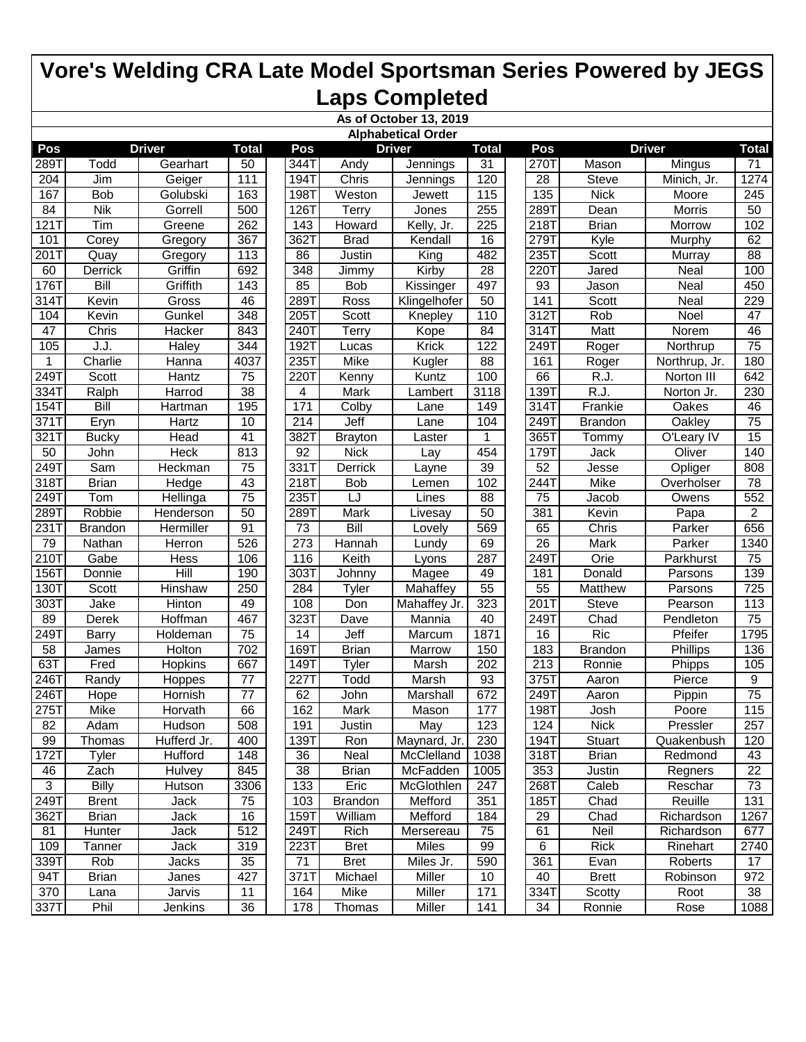# Vore's Welding CRA Late Model Sportsman Series Powered by JEGS Laps Completed

**As of October 13, 2019**

**Alphabetical Order**

| Pos | Driver | | Total | | Pos | Driver | | Total | | Pos | Driver | | Total |
|---|---|---|---|---|---|---|---|---|---|---|---|---|---|
| 289T | Todd | Gearhart | 50 | | 344T | Andy | Jennings | 31 | | 270T | Mason | Mingus | 71 |
| 204 | Jim | Geiger | 111 | | 194T | Chris | Jennings | 120 | | 28 | Steve | Minich, Jr. | 1274 |
| 167 | Bob | Golubski | 163 | | 198T | Weston | Jewett | 115 | | 135 | Nick | Moore | 245 |
| 84 | Nik | Gorrell | 500 | | 126T | Terry | Jones | 255 | | 289T | Dean | Morris | 50 |
| 121T | Tim | Greene | 262 | | 143 | Howard | Kelly, Jr. | 225 | | 218T | Brian | Morrow | 102 |
| 101 | Corey | Gregory | 367 | | 362T | Brad | Kendall | 16 | | 279T | Kyle | Murphy | 62 |
| 201T | Quay | Gregory | 113 | | 86 | Justin | King | 482 | | 235T | Scott | Murray | 88 |
| 60 | Derrick | Griffin | 692 | | 348 | Jimmy | Kirby | 28 | | 220T | Jared | Neal | 100 |
| 176T | Bill | Griffith | 143 | | 85 | Bob | Kissinger | 497 | | 93 | Jason | Neal | 450 |
| 314T | Kevin | Gross | 46 | | 289T | Ross | Klingelhofer | 50 | | 141 | Scott | Neal | 229 |
| 104 | Kevin | Gunkel | 348 | | 205T | Scott | Knepley | 110 | | 312T | Rob | Noel | 47 |
| 47 | Chris | Hacker | 843 | | 240T | Terry | Kope | 84 | | 314T | Matt | Norem | 46 |
| 105 | J.J. | Haley | 344 | | 192T | Lucas | Krick | 122 | | 249T | Roger | Northrup | 75 |
| 1 | Charlie | Hanna | 4037 | | 235T | Mike | Kugler | 88 | | 161 | Roger | Northrup, Jr. | 180 |
| 249T | Scott | Hantz | 75 | | 220T | Kenny | Kuntz | 100 | | 66 | R.J. | Norton III | 642 |
| 334T | Ralph | Harrod | 38 | | 4 | Mark | Lambert | 3118 | | 139T | R.J. | Norton Jr. | 230 |
| 154T | Bill | Hartman | 195 | | 171 | Colby | Lane | 149 | | 314T | Frankie | Oakes | 46 |
| 371T | Eryn | Hartz | 10 | | 214 | Jeff | Lane | 104 | | 249T | Brandon | Oakley | 75 |
| 321T | Bucky | Head | 41 | | 382T | Brayton | Laster | 1 | | 365T | Tommy | O'Leary IV | 15 |
| 50 | John | Heck | 813 | | 92 | Nick | Lay | 454 | | 179T | Jack | Oliver | 140 |
| 249T | Sam | Heckman | 75 | | 331T | Derrick | Layne | 39 | | 52 | Jesse | Opliger | 808 |
| 318T | Brian | Hedge | 43 | | 218T | Bob | Lemen | 102 | | 244T | Mike | Overholser | 78 |
| 249T | Tom | Hellinga | 75 | | 235T | LJ | Lines | 88 | | 75 | Jacob | Owens | 552 |
| 289T | Robbie | Henderson | 50 | | 289T | Mark | Livesay | 50 | | 381 | Kevin | Papa | 2 |
| 231T | Brandon | Hermiller | 91 | | 73 | Bill | Lovely | 569 | | 65 | Chris | Parker | 656 |
| 79 | Nathan | Herron | 526 | | 273 | Hannah | Lundy | 69 | | 26 | Mark | Parker | 1340 |
| 210T | Gabe | Hess | 106 | | 116 | Keith | Lyons | 287 | | 249T | Orie | Parkhurst | 75 |
| 156T | Donnie | Hill | 190 | | 303T | Johnny | Magee | 49 | | 181 | Donald | Parsons | 139 |
| 130T | Scott | Hinshaw | 250 | | 284 | Tyler | Mahaffey | 55 | | 55 | Matthew | Parsons | 725 |
| 303T | Jake | Hinton | 49 | | 108 | Don | Mahaffey Jr. | 323 | | 201T | Steve | Pearson | 113 |
| 89 | Derek | Hoffman | 467 | | 323T | Dave | Mannia | 40 | | 249T | Chad | Pendleton | 75 |
| 249T | Barry | Holdeman | 75 | | 14 | Jeff | Marcum | 1871 | | 16 | Ric | Pfeifer | 1795 |
| 58 | James | Holton | 702 | | 169T | Brian | Marrow | 150 | | 183 | Brandon | Phillips | 136 |
| 63T | Fred | Hopkins | 667 | | 149T | Tyler | Marsh | 202 | | 213 | Ronnie | Phipps | 105 |
| 246T | Randy | Hoppes | 77 | | 227T | Todd | Marsh | 93 | | 375T | Aaron | Pierce | 9 |
| 246T | Hope | Hornish | 77 | | 62 | John | Marshall | 672 | | 249T | Aaron | Pippin | 75 |
| 275T | Mike | Horvath | 66 | | 162 | Mark | Mason | 177 | | 198T | Josh | Poore | 115 |
| 82 | Adam | Hudson | 508 | | 191 | Justin | May | 123 | | 124 | Nick | Pressler | 257 |
| 99 | Thomas | Hufferd Jr. | 400 | | 139T | Ron | Maynard, Jr. | 230 | | 194T | Stuart | Quakenbush | 120 |
| 172T | Tyler | Hufford | 148 | | 36 | Neal | McClelland | 1038 | | 318T | Brian | Redmond | 43 |
| 46 | Zach | Hulvey | 845 | | 38 | Brian | McFadden | 1005 | | 353 | Justin | Regners | 22 |
| 3 | Billy | Hutson | 3306 | | 133 | Eric | McGlothlen | 247 | | 268T | Caleb | Reschar | 73 |
| 249T | Brent | Jack | 75 | | 103 | Brandon | Mefford | 351 | | 185T | Chad | Reuille | 131 |
| 362T | Brian | Jack | 16 | | 159T | William | Mefford | 184 | | 29 | Chad | Richardson | 1267 |
| 81 | Hunter | Jack | 512 | | 249T | Rich | Mersereau | 75 | | 61 | Neil | Richardson | 677 |
| 109 | Tanner | Jack | 319 | | 223T | Bret | Miles | 99 | | 6 | Rick | Rinehart | 2740 |
| 339T | Rob | Jacks | 35 | | 71 | Bret | Miles Jr. | 590 | | 361 | Evan | Roberts | 17 |
| 94T | Brian | Janes | 427 | | 371T | Michael | Miller | 10 | | 40 | Brett | Robinson | 972 |
| 370 | Lana | Jarvis | 11 | | 164 | Mike | Miller | 171 | | 334T | Scotty | Root | 38 |
| 337T | Phil | Jenkins | 36 | | 178 | Thomas | Miller | 141 | | 34 | Ronnie | Rose | 1088 |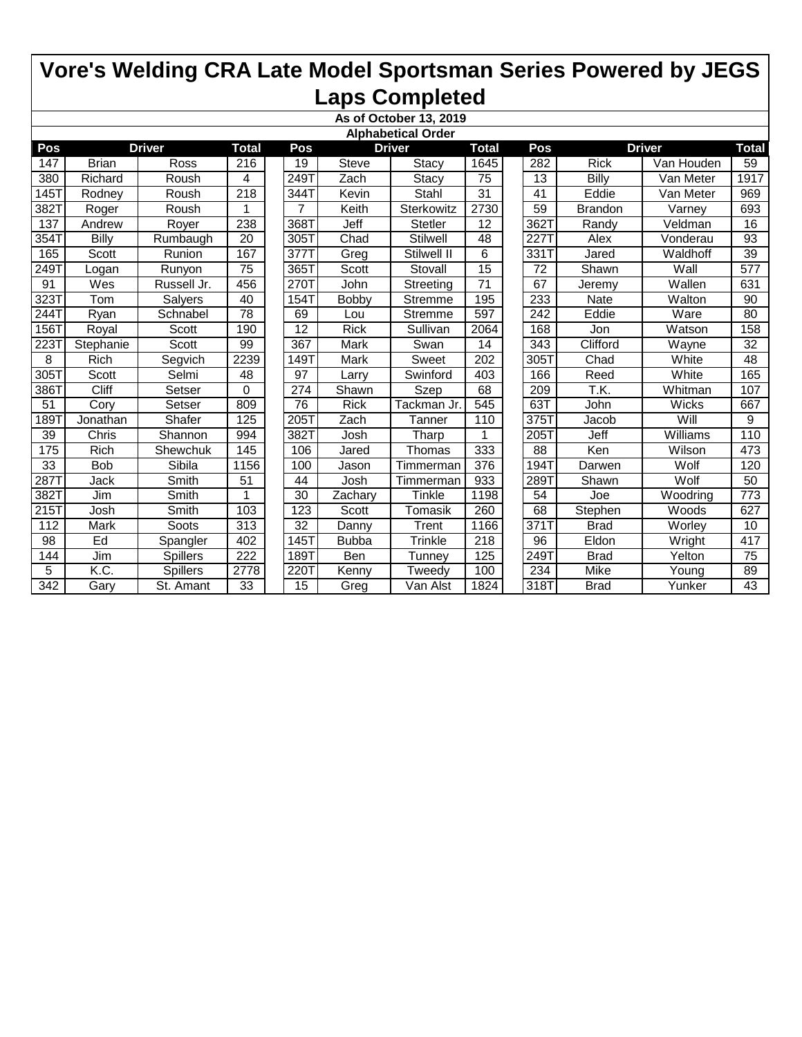# Vore's Welding CRA Late Model Sportsman Series Powered by JEGS Laps Completed

**As of October 13, 2019**

**Alphabetical Order**

| Pos | Driver | | Total | Pos | Driver | | Total | Pos | Driver | | Total |
|---|---|---|---|---|---|---|---|---|---|---|---|
| 147 | Brian | Ross | 216 | 19 | Steve | Stacy | 1645 | 282 | Rick | Van Houden | 59 |
| 380 | Richard | Roush | 4 | 249T | Zach | Stacy | 75 | 13 | Billy | Van Meter | 1917 |
| 145T | Rodney | Roush | 218 | 344T | Kevin | Stahl | 31 | 41 | Eddie | Van Meter | 969 |
| 382T | Roger | Roush | 1 | 7 | Keith | Sterkowitz | 2730 | 59 | Brandon | Varney | 693 |
| 137 | Andrew | Royer | 238 | 368T | Jeff | Stetler | 12 | 362T | Randy | Veldman | 16 |
| 354T | Billy | Rumbaugh | 20 | 305T | Chad | Stilwell | 48 | 227T | Alex | Vonderau | 93 |
| 165 | Scott | Runion | 167 | 377T | Greg | Stilwell II | 6 | 331T | Jared | Waldhoff | 39 |
| 249T | Logan | Runyon | 75 | 365T | Scott | Stovall | 15 | 72 | Shawn | Wall | 577 |
| 91 | Wes | Russell Jr. | 456 | 270T | John | Streeting | 71 | 67 | Jeremy | Wallen | 631 |
| 323T | Tom | Salyers | 40 | 154T | Bobby | Stremme | 195 | 233 | Nate | Walton | 90 |
| 244T | Ryan | Schnabel | 78 | 69 | Lou | Stremme | 597 | 242 | Eddie | Ware | 80 |
| 156T | Royal | Scott | 190 | 12 | Rick | Sullivan | 2064 | 168 | Jon | Watson | 158 |
| 223T | Stephanie | Scott | 99 | 367 | Mark | Swan | 14 | 343 | Clifford | Wayne | 32 |
| 8 | Rich | Segvich | 2239 | 149T | Mark | Sweet | 202 | 305T | Chad | White | 48 |
| 305T | Scott | Selmi | 48 | 97 | Larry | Swinford | 403 | 166 | Reed | White | 165 |
| 386T | Cliff | Setser | 0 | 274 | Shawn | Szep | 68 | 209 | T.K. | Whitman | 107 |
| 51 | Cory | Setser | 809 | 76 | Rick | Tackman Jr. | 545 | 63T | John | Wicks | 667 |
| 189T | Jonathan | Shafer | 125 | 205T | Zach | Tanner | 110 | 375T | Jacob | Will | 9 |
| 39 | Chris | Shannon | 994 | 382T | Josh | Tharp | 1 | 205T | Jeff | Williams | 110 |
| 175 | Rich | Shewchuk | 145 | 106 | Jared | Thomas | 333 | 88 | Ken | Wilson | 473 |
| 33 | Bob | Sibila | 1156 | 100 | Jason | Timmerman | 376 | 194T | Darwen | Wolf | 120 |
| 287T | Jack | Smith | 51 | 44 | Josh | Timmerman | 933 | 289T | Shawn | Wolf | 50 |
| 382T | Jim | Smith | 1 | 30 | Zachary | Tinkle | 1198 | 54 | Joe | Woodring | 773 |
| 215T | Josh | Smith | 103 | 123 | Scott | Tomasik | 260 | 68 | Stephen | Woods | 627 |
| 112 | Mark | Soots | 313 | 32 | Danny | Trent | 1166 | 371T | Brad | Worley | 10 |
| 98 | Ed | Spangler | 402 | 145T | Bubba | Trinkle | 218 | 96 | Eldon | Wright | 417 |
| 144 | Jim | Spillers | 222 | 189T | Ben | Tunney | 125 | 249T | Brad | Yelton | 75 |
| 5 | K.C. | Spillers | 2778 | 220T | Kenny | Tweedy | 100 | 234 | Mike | Young | 89 |
| 342 | Gary | St. Amant | 33 | 15 | Greg | Van Alst | 1824 | 318T | Brad | Yunker | 43 |